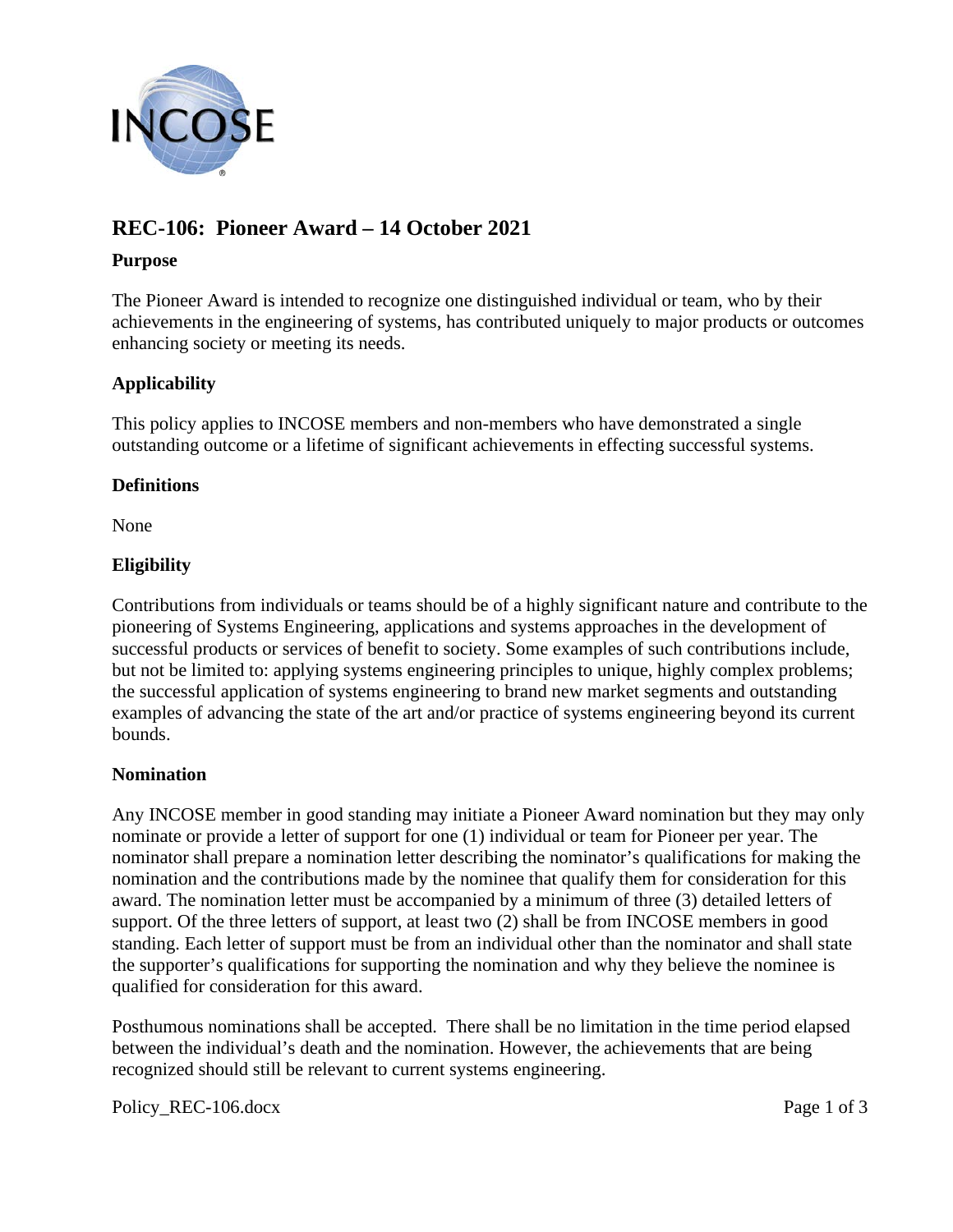# REC-106: Pioneer Award – 14 October 2021

## Purpose

The Pioneer Award is intended to recognize one distinguished individual or team, who by their achievements in the engineering of systems, has contributed uniquely to major products or outcomes enhancing society or meeting its needs.

## Applicability

This policy applies to INCOSE members and non-members who have demonstrated a single outstanding outcome or a lifetime of significant achievements in effecting successful systems.

## Definitions

None

## Eligibility

Contributions from individuals or teams should be of a highly significant nature and contribute to the pioneering of Systems Engineering, applications and systems approaches in the development of successful products or services of benefit to society. Some examples of such contributions include, but not be limited to: applying systems engineering principles to unique, highly complex problems; the successful application of systems engineering to brand new market segments and outstanding examples of advancing the state of the art and/or practice of systems engineering beyond its current bounds.

## Nomination

Any INCOSE member in good standing may initiate a Pioneer Award nomination but they may only nominate or provide a letter of support for one (1) individual or team for Pioneer per year. The nominator shall prepare a nomination letter describing the nominator's qualifications for making the nomination and the contributions made by the nominee that qualify them for consideration for this award. The nomination letter must be accompanied by a minimum of three (3) detailed letters of support. Of the three letters of support, at least two (2) shall be from INCOSE members in good standing. Each letter of support must be from an individual other than the nominator and shall state the supporter's qualifications for supporting the nomination and why they believe the nominee is qualified for consideration for this award.

Posthumous nominations shall be accepted. There shall be no limitation in the time period elapsed between the individual's death and the nomination. However, the achievements that are being recognized should still be relevant to current systems engineering.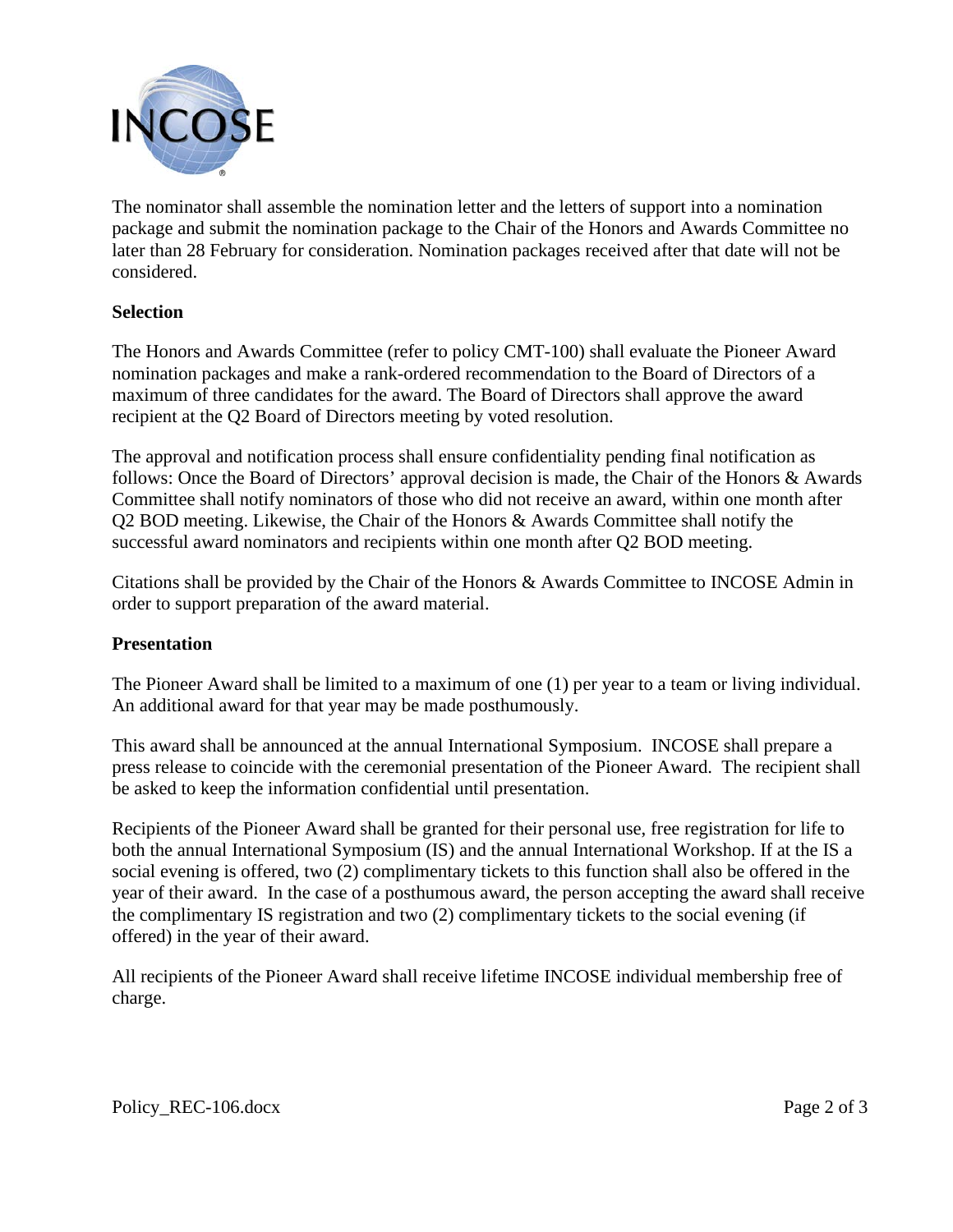The nominator shall assemble the nomination letter and the letters of support into a nomination package and submit the nomination package to the Chair of the Honors and Awards Committee no later than 28 February for consideration. Nomination packages received after that date will not be considered.

**Selection**

The Honors and Awards Committee (refer to policy CMT-100) shall evaluate the Pioneer Award nomination packages and make a rank-ordered recommendation to the Board of Directors of a maximum of three candidates for the award. The Board of Directors shall approve the award recipient at the Q2 Board of Directors meeting by voted resolution.

The approval and notification process shall ensure confidentiality pending final notification as follows: Once the Board of Directors' approval decision is made, the Chair of the Honors & Awards Committee shall notify nominators of those who did not receive an award, within one month after Q2 BOD meeting. Likewise, the Chair of the Honors & Awards Committee shall notify the successful award nominators and recipients within one month after Q2 BOD meeting.

Citations shall be provided by the Chair of the Honors & Awards Committee to INCOSE Admin in order to support preparation of the award material.

**Presentation**

The Pioneer Award shall be limited to a maximum of one (1) per year to a team or living individual. An additional award for that year may be made posthumously.

This award shall be announced at the annual International Symposium. INCOSE shall prepare a press release to coincide with the ceremonial presentation of the Pioneer Award. The recipient shall be asked to keep the information confidential until presentation.

Recipients of the Pioneer Award shall be granted for their personal use, free registration for life to both the annual International Symposium (IS) and the annual International Workshop. If at the IS a social evening is offered, two (2) complimentary tickets to this function shall also be offered in the year of their award. In the case of a posthumous award, the person accepting the award shall receive the complimentary IS registration and two (2) complimentary tickets to the social evening (if offered) in the year of their award.

All recipients of the Pioneer Award shall receive lifetime INCOSE individual membership free of charge.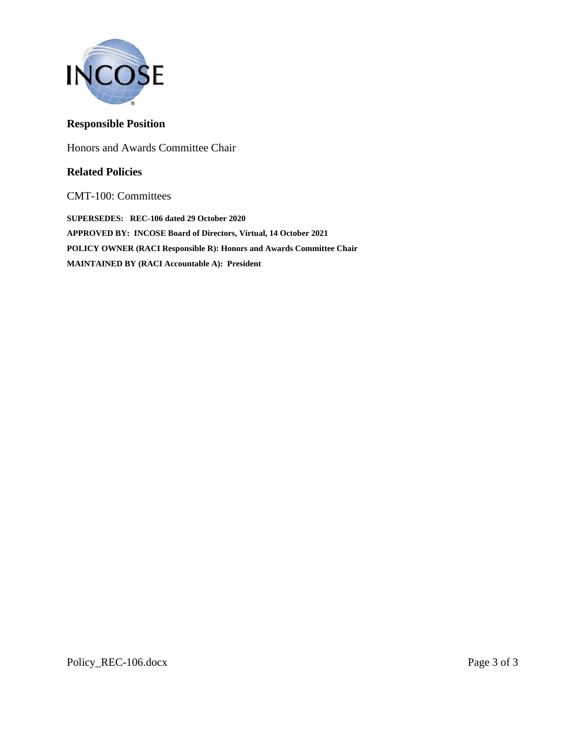## Responsible Position

Honors and Awards Committee Chair

## Related Policies

CMT-100: Committees

**SUPERSEDES: REC-106 dated 29 October 2020**

**APPROVED BY: INCOSE Board of Directors, Virtual, 14 October 2021**

**POLICY OWNER (RACI Responsible R): Honors and Awards Committee Chair**

**MAINTAINED BY (RACI Accountable A): President**